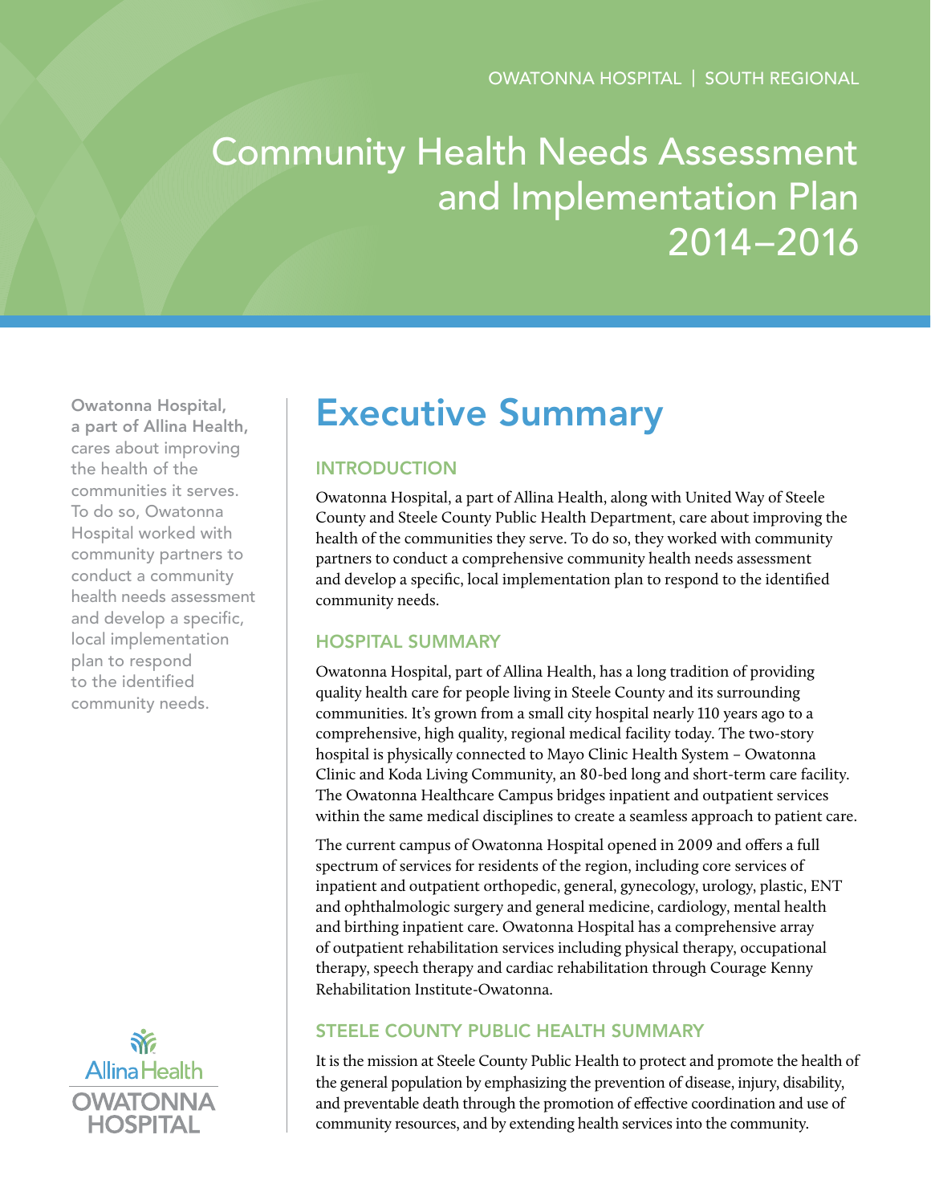OWATONNA HOSPITAL | SOUTH REGIONAL

# Community Health Needs Assessment and Implementation Plan 2014–2016

**Owatonna Hospital, a part of Allina Health,** cares about improving the health of the communities it serves. To do so, Owatonna Hospital worked with community partners to conduct a community health needs assessment and develop a specific, local implementation plan to respond to the identified community needs.

## Executive Summary

### INTRODUCTION

Owatonna Hospital, a part of Allina Health, along with United Way of Steele County and Steele County Public Health Department, care about improving the health of the communities they serve. To do so, they worked with community partners to conduct a comprehensive community health needs assessment and develop a specific, local implementation plan to respond to the identified community needs.

### HOSPITAL SUMMARY

Owatonna Hospital, part of Allina Health, has a long tradition of providing quality health care for people living in Steele County and its surrounding communities. It's grown from a small city hospital nearly 110 years ago to a comprehensive, high quality, regional medical facility today. The two-story hospital is physically connected to Mayo Clinic Health System – Owatonna Clinic and Koda Living Community, an 80-bed long and short-term care facility. The Owatonna Healthcare Campus bridges inpatient and outpatient services within the same medical disciplines to create a seamless approach to patient care.

The current campus of Owatonna Hospital opened in 2009 and offers a full spectrum of services for residents of the region, including core services of inpatient and outpatient orthopedic, general, gynecology, urology, plastic, ENT and ophthalmologic surgery and general medicine, cardiology, mental health and birthing inpatient care. Owatonna Hospital has a comprehensive array of outpatient rehabilitation services including physical therapy, occupational therapy, speech therapy and cardiac rehabilitation through Courage Kenny Rehabilitation Institute-Owatonna.

### STEELE COUNTY PUBLIC HEALTH SUMMARY

It is the mission at Steele County Public Health to protect and promote the health of the general population by emphasizing the prevention of disease, injury, disability, and preventable death through the promotion of effective coordination and use of community resources, and by extending health services into the community.

Allina Health
OWATONNA HOSPITAL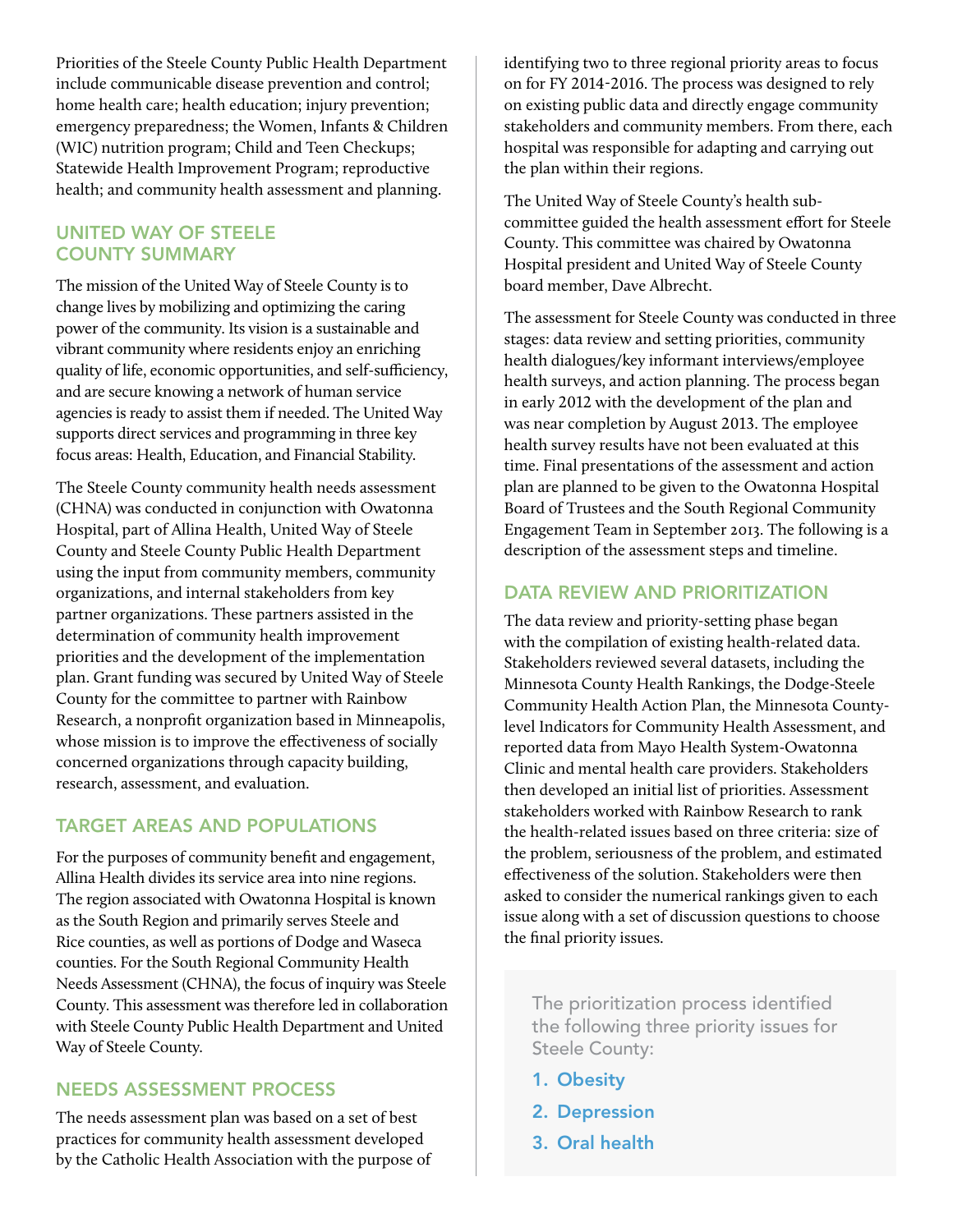Priorities of the Steele County Public Health Department include communicable disease prevention and control; home health care; health education; injury prevention; emergency preparedness; the Women, Infants & Children (WIC) nutrition program; Child and Teen Checkups; Statewide Health Improvement Program; reproductive health; and community health assessment and planning.

## UNITED WAY OF STEELE COUNTY SUMMARY

The mission of the United Way of Steele County is to change lives by mobilizing and optimizing the caring power of the community. Its vision is a sustainable and vibrant community where residents enjoy an enriching quality of life, economic opportunities, and self-sufficiency, and are secure knowing a network of human service agencies is ready to assist them if needed. The United Way supports direct services and programming in three key focus areas: Health, Education, and Financial Stability.

The Steele County community health needs assessment (CHNA) was conducted in conjunction with Owatonna Hospital, part of Allina Health, United Way of Steele County and Steele County Public Health Department using the input from community members, community organizations, and internal stakeholders from key partner organizations. These partners assisted in the determination of community health improvement priorities and the development of the implementation plan. Grant funding was secured by United Way of Steele County for the committee to partner with Rainbow Research, a nonprofit organization based in Minneapolis, whose mission is to improve the effectiveness of socially concerned organizations through capacity building, research, assessment, and evaluation.

## TARGET AREAS AND POPULATIONS

For the purposes of community benefit and engagement, Allina Health divides its service area into nine regions. The region associated with Owatonna Hospital is known as the South Region and primarily serves Steele and Rice counties, as well as portions of Dodge and Waseca counties. For the South Regional Community Health Needs Assessment (CHNA), the focus of inquiry was Steele County. This assessment was therefore led in collaboration with Steele County Public Health Department and United Way of Steele County.

## NEEDS ASSESSMENT PROCESS

The needs assessment plan was based on a set of best practices for community health assessment developed by the Catholic Health Association with the purpose of identifying two to three regional priority areas to focus on for FY 2014-2016. The process was designed to rely on existing public data and directly engage community stakeholders and community members. From there, each hospital was responsible for adapting and carrying out the plan within their regions.

The United Way of Steele County's health sub-committee guided the health assessment effort for Steele County. This committee was chaired by Owatonna Hospital president and United Way of Steele County board member, Dave Albrecht.

The assessment for Steele County was conducted in three stages: data review and setting priorities, community health dialogues/key informant interviews/employee health surveys, and action planning. The process began in early 2012 with the development of the plan and was near completion by August 2013. The employee health survey results have not been evaluated at this time. Final presentations of the assessment and action plan are planned to be given to the Owatonna Hospital Board of Trustees and the South Regional Community Engagement Team in September 2013. The following is a description of the assessment steps and timeline.

## DATA REVIEW AND PRIORITIZATION

The data review and priority-setting phase began with the compilation of existing health-related data. Stakeholders reviewed several datasets, including the Minnesota County Health Rankings, the Dodge-Steele Community Health Action Plan, the Minnesota County-level Indicators for Community Health Assessment, and reported data from Mayo Health System-Owatonna Clinic and mental health care providers. Stakeholders then developed an initial list of priorities. Assessment stakeholders worked with Rainbow Research to rank the health-related issues based on three criteria: size of the problem, seriousness of the problem, and estimated effectiveness of the solution. Stakeholders were then asked to consider the numerical rankings given to each issue along with a set of discussion questions to choose the final priority issues.

The prioritization process identified the following three priority issues for Steele County:

1. Obesity
2. Depression
3. Oral health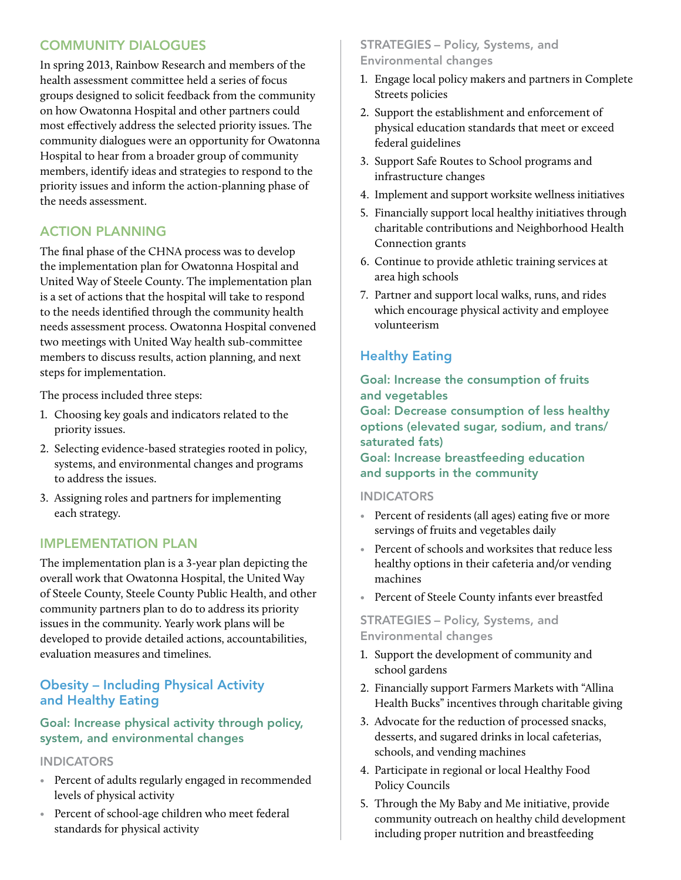## COMMUNITY DIALOGUES

In spring 2013, Rainbow Research and members of the health assessment committee held a series of focus groups designed to solicit feedback from the community on how Owatonna Hospital and other partners could most effectively address the selected priority issues. The community dialogues were an opportunity for Owatonna Hospital to hear from a broader group of community members, identify ideas and strategies to respond to the priority issues and inform the action-planning phase of the needs assessment.

## ACTION PLANNING

The final phase of the CHNA process was to develop the implementation plan for Owatonna Hospital and United Way of Steele County. The implementation plan is a set of actions that the hospital will take to respond to the needs identified through the community health needs assessment process. Owatonna Hospital convened two meetings with United Way health sub-committee members to discuss results, action planning, and next steps for implementation.

The process included three steps:

1. Choosing key goals and indicators related to the priority issues.
2. Selecting evidence-based strategies rooted in policy, systems, and environmental changes and programs to address the issues.
3. Assigning roles and partners for implementing each strategy.

## IMPLEMENTATION PLAN

The implementation plan is a 3-year plan depicting the overall work that Owatonna Hospital, the United Way of Steele County, Steele County Public Health, and other community partners plan to do to address its priority issues in the community. Yearly work plans will be developed to provide detailed actions, accountabilities, evaluation measures and timelines.

### Obesity – Including Physical Activity and Healthy Eating

#### Goal: Increase physical activity through policy, system, and environmental changes

**INDICATORS**

- Percent of adults regularly engaged in recommended levels of physical activity
- Percent of school-age children who meet federal standards for physical activity

**STRATEGIES – Policy, Systems, and Environmental changes**

1. Engage local policy makers and partners in Complete Streets policies
2. Support the establishment and enforcement of physical education standards that meet or exceed federal guidelines
3. Support Safe Routes to School programs and infrastructure changes
4. Implement and support worksite wellness initiatives
5. Financially support local healthy initiatives through charitable contributions and Neighborhood Health Connection grants
6. Continue to provide athletic training services at area high schools
7. Partner and support local walks, runs, and rides which encourage physical activity and employee volunteerism

### Healthy Eating

#### Goal: Increase the consumption of fruits and vegetables

#### Goal: Decrease consumption of less healthy options (elevated sugar, sodium, and trans/saturated fats)

#### Goal: Increase breastfeeding education and supports in the community

**INDICATORS**

- Percent of residents (all ages) eating five or more servings of fruits and vegetables daily
- Percent of schools and worksites that reduce less healthy options in their cafeteria and/or vending machines
- Percent of Steele County infants ever breastfed

**STRATEGIES – Policy, Systems, and Environmental changes**

1. Support the development of community and school gardens
2. Financially support Farmers Markets with "Allina Health Bucks" incentives through charitable giving
3. Advocate for the reduction of processed snacks, desserts, and sugared drinks in local cafeterias, schools, and vending machines
4. Participate in regional or local Healthy Food Policy Councils
5. Through the My Baby and Me initiative, provide community outreach on healthy child development including proper nutrition and breastfeeding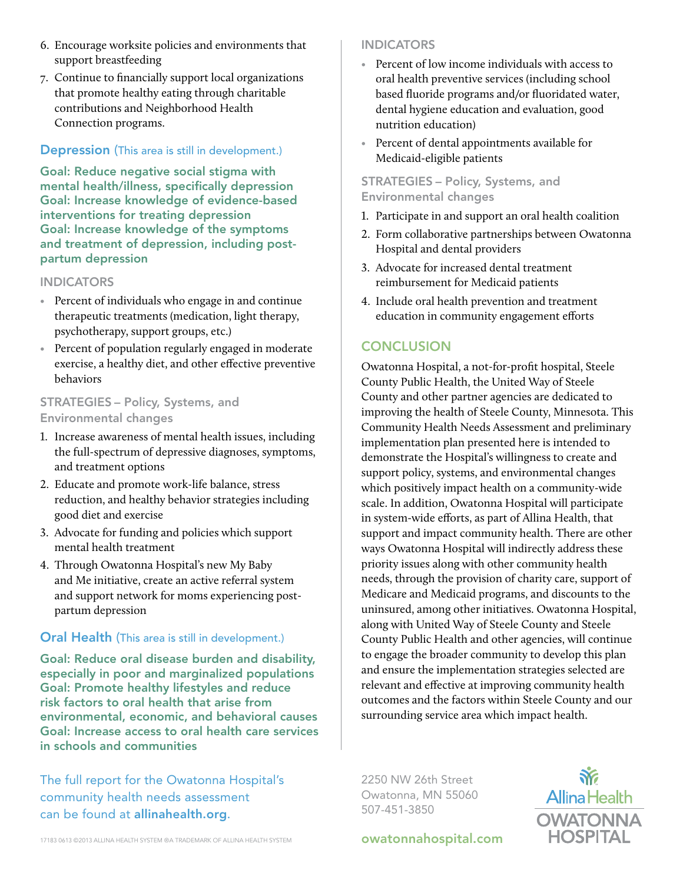6. Encourage worksite policies and environments that support breastfeeding
7. Continue to financially support local organizations that promote healthy eating through charitable contributions and Neighborhood Health Connection programs.

### Depression (This area is still in development.)

**Goal: Reduce negative social stigma with mental health/illness, specifically depression**
**Goal: Increase knowledge of evidence-based interventions for treating depression**
**Goal: Increase knowledge of the symptoms and treatment of depression, including post-partum depression**

#### INDICATORS

- Percent of individuals who engage in and continue therapeutic treatments (medication, light therapy, psychotherapy, support groups, etc.)
- Percent of population regularly engaged in moderate exercise, a healthy diet, and other effective preventive behaviors

#### STRATEGIES – Policy, Systems, and Environmental changes

1. Increase awareness of mental health issues, including the full-spectrum of depressive diagnoses, symptoms, and treatment options
2. Educate and promote work-life balance, stress reduction, and healthy behavior strategies including good diet and exercise
3. Advocate for funding and policies which support mental health treatment
4. Through Owatonna Hospital's new My Baby and Me initiative, create an active referral system and support network for moms experiencing post-partum depression

### Oral Health (This area is still in development.)

**Goal: Reduce oral disease burden and disability, especially in poor and marginalized populations**
**Goal: Promote healthy lifestyles and reduce risk factors to oral health that arise from environmental, economic, and behavioral causes**
**Goal: Increase access to oral health care services in schools and communities**

#### INDICATORS

- Percent of low income individuals with access to oral health preventive services (including school based fluoride programs and/or fluoridated water, dental hygiene education and evaluation, good nutrition education)
- Percent of dental appointments available for Medicaid-eligible patients

#### STRATEGIES – Policy, Systems, and Environmental changes

1. Participate in and support an oral health coalition
2. Form collaborative partnerships between Owatonna Hospital and dental providers
3. Advocate for increased dental treatment reimbursement for Medicaid patients
4. Include oral health prevention and treatment education in community engagement efforts

## CONCLUSION

Owatonna Hospital, a not-for-profit hospital, Steele County Public Health, the United Way of Steele County and other partner agencies are dedicated to improving the health of Steele County, Minnesota. This Community Health Needs Assessment and preliminary implementation plan presented here is intended to demonstrate the Hospital's willingness to create and support policy, systems, and environmental changes which positively impact health on a community-wide scale. In addition, Owatonna Hospital will participate in system-wide efforts, as part of Allina Health, that support and impact community health. There are other ways Owatonna Hospital will indirectly address these priority issues along with other community health needs, through the provision of charity care, support of Medicare and Medicaid programs, and discounts to the uninsured, among other initiatives. Owatonna Hospital, along with United Way of Steele County and Steele County Public Health and other agencies, will continue to engage the broader community to develop this plan and ensure the implementation strategies selected are relevant and effective at improving community health outcomes and the factors within Steele County and our surrounding service area which impact health.

The full report for the Owatonna Hospital's community health needs assessment can be found at **allinahealth.org**.

2250 NW 26th Street
Owatonna, MN 55060
507-451-3850

**owatonnahospital.com**

Allina Health
OWATONNA HOSPITAL

17183 0613 ©2013 ALLINA HEALTH SYSTEM ®A TRADEMARK OF ALLINA HEALTH SYSTEM